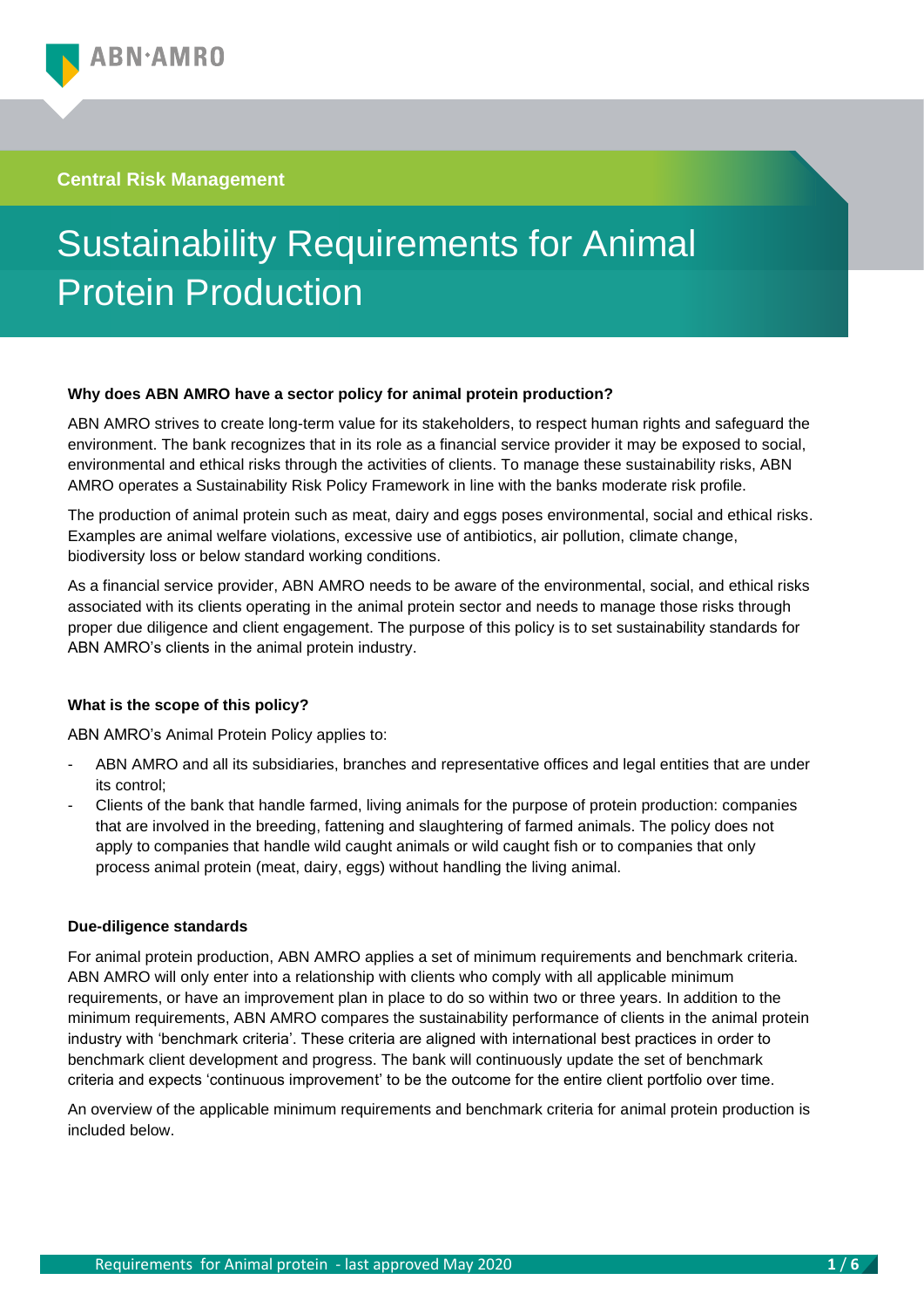ABN·AMRO

Central Risk Management

# Sustainability Requirements for Animal Protein Production

### Why does ABN AMRO have a sector policy for animal protein production?

ABN AMRO strives to create long-term value for its stakeholders, to respect human rights and safeguard the environment. The bank recognizes that in its role as a financial service provider it may be exposed to social, environmental and ethical risks through the activities of clients. To manage these sustainability risks, ABN AMRO operates a Sustainability Risk Policy Framework in line with the banks moderate risk profile.

The production of animal protein such as meat, dairy and eggs poses environmental, social and ethical risks. Examples are animal welfare violations, excessive use of antibiotics, air pollution, climate change, biodiversity loss or below standard working conditions.

As a financial service provider, ABN AMRO needs to be aware of the environmental, social, and ethical risks associated with its clients operating in the animal protein sector and needs to manage those risks through proper due diligence and client engagement. The purpose of this policy is to set sustainability standards for ABN AMRO's clients in the animal protein industry.

### What is the scope of this policy?

ABN AMRO's Animal Protein Policy applies to:

- ABN AMRO and all its subsidiaries, branches and representative offices and legal entities that are under its control;
- Clients of the bank that handle farmed, living animals for the purpose of protein production: companies that are involved in the breeding, fattening and slaughtering of farmed animals. The policy does not apply to companies that handle wild caught animals or wild caught fish or to companies that only process animal protein (meat, dairy, eggs) without handling the living animal.

### Due-diligence standards

For animal protein production, ABN AMRO applies a set of minimum requirements and benchmark criteria. ABN AMRO will only enter into a relationship with clients who comply with all applicable minimum requirements, or have an improvement plan in place to do so within two or three years. In addition to the minimum requirements, ABN AMRO compares the sustainability performance of clients in the animal protein industry with 'benchmark criteria'. These criteria are aligned with international best practices in order to benchmark client development and progress. The bank will continuously update the set of benchmark criteria and expects 'continuous improvement' to be the outcome for the entire client portfolio over time.

An overview of the applicable minimum requirements and benchmark criteria for animal protein production is included below.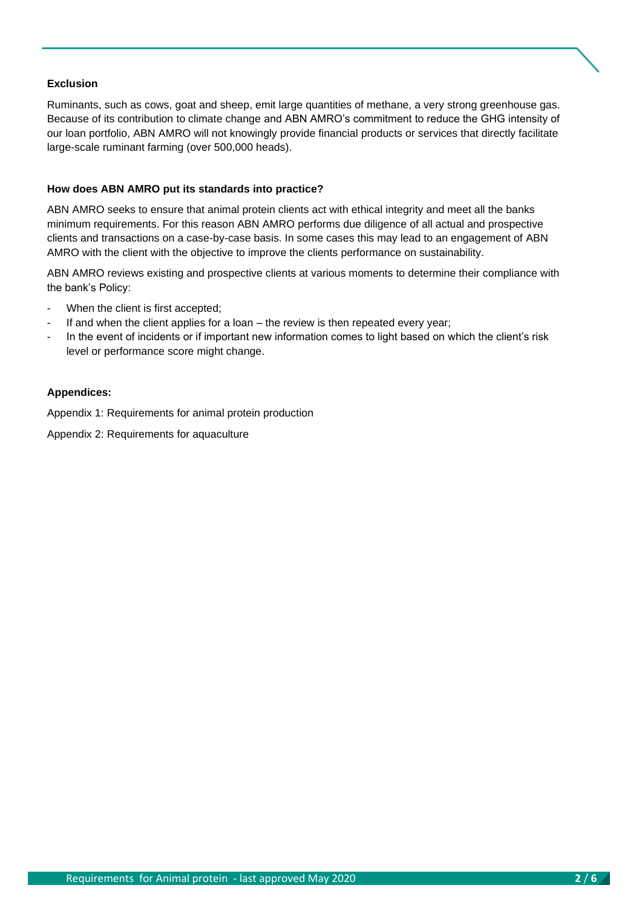**Exclusion**

Ruminants, such as cows, goat and sheep, emit large quantities of methane, a very strong greenhouse gas. Because of its contribution to climate change and ABN AMRO's commitment to reduce the GHG intensity of our loan portfolio, ABN AMRO will not knowingly provide financial products or services that directly facilitate large-scale ruminant farming (over 500,000 heads).

**How does ABN AMRO put its standards into practice?**

ABN AMRO seeks to ensure that animal protein clients act with ethical integrity and meet all the banks minimum requirements. For this reason ABN AMRO performs due diligence of all actual and prospective clients and transactions on a case-by-case basis. In some cases this may lead to an engagement of ABN AMRO with the client with the objective to improve the clients performance on sustainability.

ABN AMRO reviews existing and prospective clients at various moments to determine their compliance with the bank's Policy:

- When the client is first accepted;
- If and when the client applies for a loan – the review is then repeated every year;
- In the event of incidents or if important new information comes to light based on which the client's risk level or performance score might change.

**Appendices:**

Appendix 1: Requirements for animal protein production

Appendix 2: Requirements for aquaculture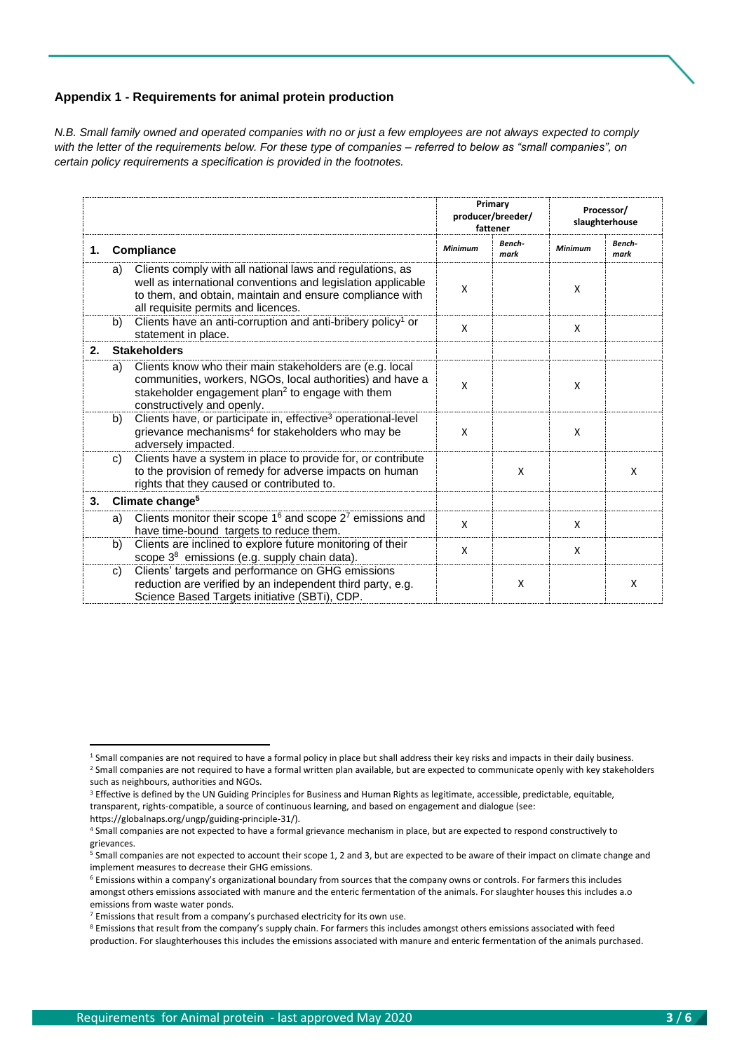## Appendix 1 - Requirements for animal protein production

*N.B. Small family owned and operated companies with no or just a few employees are not always expected to comply with the letter of the requirements below. For these type of companies – referred to below as "small companies", on certain policy requirements a specification is provided in the footnotes.*

| | Primary producer/breeder/ fattener | | Processor/ slaughterhouse | |
|---|---|---|---|---|
| **1. Compliance** | *Minimum* | *Bench-mark* | *Minimum* | *Bench-mark* |
| a) Clients comply with all national laws and regulations, as well as international conventions and legislation applicable to them, and obtain, maintain and ensure compliance with all requisite permits and licences. | X | | X | |
| b) Clients have an anti-corruption and anti-bribery policy[1] or statement in place. | X | | X | |
| **2. Stakeholders** | | | | |
| a) Clients know who their main stakeholders are (e.g. local communities, workers, NGOs, local authorities) and have a stakeholder engagement plan[2] to engage with them constructively and openly. | X | | X | |
| b) Clients have, or participate in, effective[3] operational-level grievance mechanisms[4] for stakeholders who may be adversely impacted. | X | | X | |
| c) Clients have a system in place to provide for, or contribute to the provision of remedy for adverse impacts on human rights that they caused or contributed to. | | X | | X |
| **3. Climate change[5]** | | | | |
| a) Clients monitor their scope 1[6] and scope 2[7] emissions and have time-bound targets to reduce them. | X | | X | |
| b) Clients are inclined to explore future monitoring of their scope 3[8] emissions (e.g. supply chain data). | X | | X | |
| c) Clients' targets and performance on GHG emissions reduction are verified by an independent third party, e.g. Science Based Targets initiative (SBTi), CDP. | | X | | X |

[1] Small companies are not required to have a formal policy in place but shall address their key risks and impacts in their daily business.

[2] Small companies are not required to have a formal written plan available, but are expected to communicate openly with key stakeholders such as neighbours, authorities and NGOs.

[3] Effective is defined by the UN Guiding Principles for Business and Human Rights as legitimate, accessible, predictable, equitable, transparent, rights-compatible, a source of continuous learning, and based on engagement and dialogue (see: https://globalnaps.org/ungp/guiding-principle-31/).

[4] Small companies are not expected to have a formal grievance mechanism in place, but are expected to respond constructively to grievances.

[5] Small companies are not expected to account their scope 1, 2 and 3, but are expected to be aware of their impact on climate change and implement measures to decrease their GHG emissions.

[6] Emissions within a company's organizational boundary from sources that the company owns or controls. For farmers this includes amongst others emissions associated with manure and the enteric fermentation of the animals. For slaughter houses this includes a.o emissions from waste water ponds.

[7] Emissions that result from a company's purchased electricity for its own use.

[8] Emissions that result from the company's supply chain. For farmers this includes amongst others emissions associated with feed production. For slaughterhouses this includes the emissions associated with manure and enteric fermentation of the animals purchased.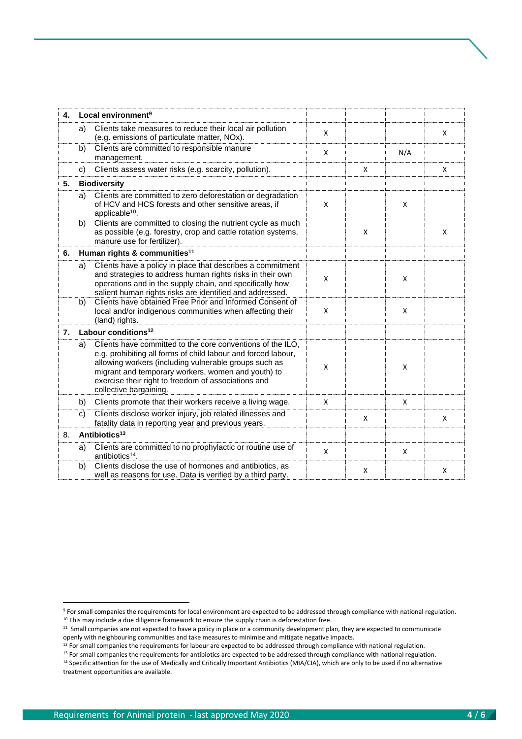| | | | | | |
|---|---|---|---|---|---|
| **4.** | **Local environment[9]** | | | | |
| a) | Clients take measures to reduce their local air pollution (e.g. emissions of particulate matter, NOx). | X | | | X |
| b) | Clients are committed to responsible manure management. | X | | N/A | |
| c) | Clients assess water risks (e.g. scarcity, pollution). | | X | | X |
| **5.** | **Biodiversity** | | | | |
| a) | Clients are committed to zero deforestation or degradation of HCV and HCS forests and other sensitive areas, if applicable[10]. | X | | X | |
| b) | Clients are committed to closing the nutrient cycle as much as possible (e.g. forestry, crop and cattle rotation systems, manure use for fertilizer). | | X | | X |
| **6.** | **Human rights & communities[11]** | | | | |
| a) | Clients have a policy in place that describes a commitment and strategies to address human rights risks in their own operations and in the supply chain, and specifically how salient human rights risks are identified and addressed. | X | | X | |
| b) | Clients have obtained Free Prior and Informed Consent of local and/or indigenous communities when affecting their (land) rights. | X | | X | |
| **7.** | **Labour conditions[12]** | | | | |
| a) | Clients have committed to the core conventions of the ILO, e.g. prohibiting all forms of child labour and forced labour, allowing workers (including vulnerable groups such as migrant and temporary workers, women and youth) to exercise their right to freedom of associations and collective bargaining. | X | | X | |
| b) | Clients promote that their workers receive a living wage. | X | | X | |
| c) | Clients disclose worker injury, job related illnesses and fatality data in reporting year and previous years. | | X | | X |
| 8. | **Antibiotics[13]** | | | | |
| a) | Clients are committed to no prophylactic or routine use of antibiotics[14]. | X | | X | |
| b) | Clients disclose the use of hormones and antibiotics, as well as reasons for use. Data is verified by a third party. | | X | | X |

[9] For small companies the requirements for local environment are expected to be addressed through compliance with national regulation.
[10] This may include a due diligence framework to ensure the supply chain is deforestation free.
[11] Small companies are not expected to have a policy in place or a community development plan, they are expected to communicate openly with neighbouring communities and take measures to minimise and mitigate negative impacts.
[12] For small companies the requirements for labour are expected to be addressed through compliance with national regulation.
[13] For small companies the requirements for antibiotics are expected to be addressed through compliance with national regulation.
[14] Specific attention for the use of Medically and Critically Important Antibiotics (MIA/CIA), which are only to be used if no alternative treatment opportunities are available.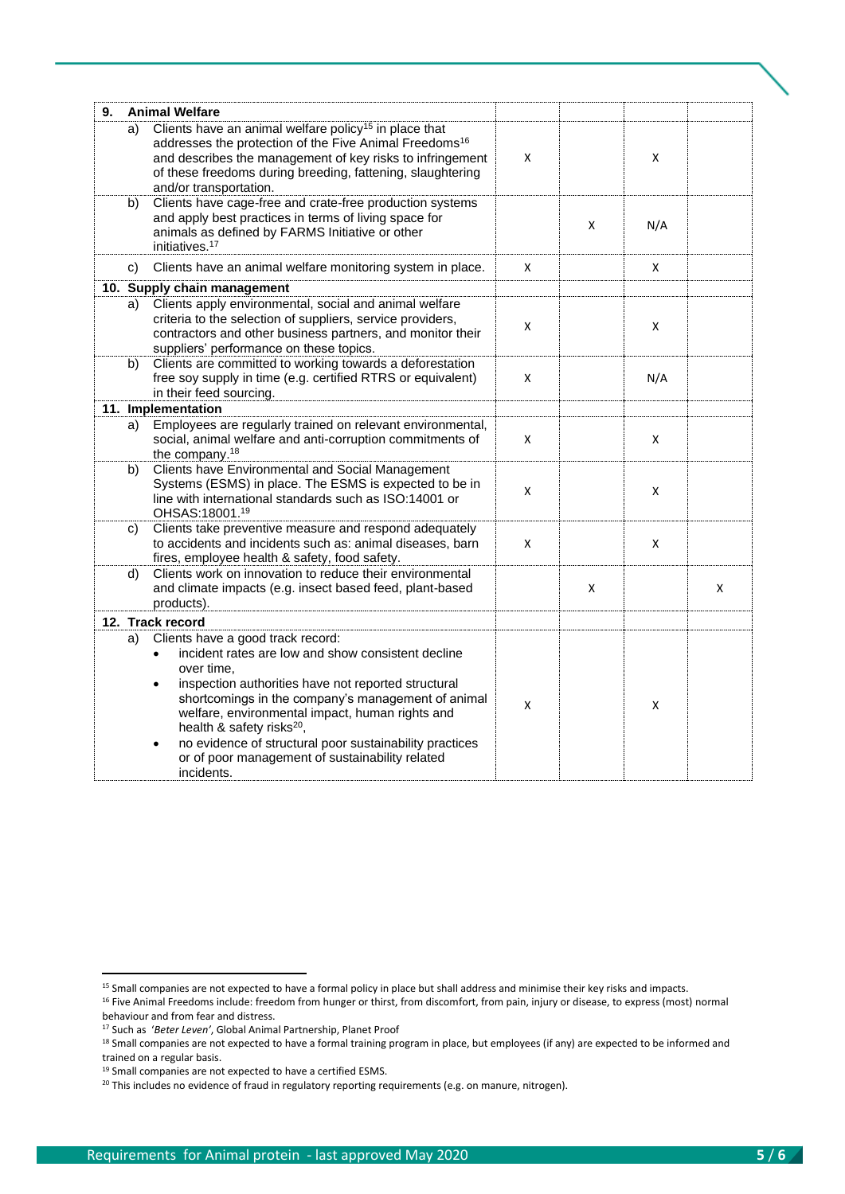| 9. Animal Welfare | | | | |
|---|---|---|---|---|
| a) Clients have an animal welfare policy[15] in place that addresses the protection of the Five Animal Freedoms[16] and describes the management of key risks to infringement of these freedoms during breeding, fattening, slaughtering and/or transportation. | X | | X | |
| b) Clients have cage-free and crate-free production systems and apply best practices in terms of living space for animals as defined by FARMS Initiative or other initiatives.[17] | | X | N/A | |
| c) Clients have an animal welfare monitoring system in place. | X | | X | |
| **10. Supply chain management** | | | | |
| a) Clients apply environmental, social and animal welfare criteria to the selection of suppliers, service providers, contractors and other business partners, and monitor their suppliers' performance on these topics. | X | | X | |
| b) Clients are committed to working towards a deforestation free soy supply in time (e.g. certified RTRS or equivalent) in their feed sourcing. | X | | N/A | |
| **11. Implementation** | | | | |
| a) Employees are regularly trained on relevant environmental, social, animal welfare and anti-corruption commitments of the company.[18] | X | | X | |
| b) Clients have Environmental and Social Management Systems (ESMS) in place. The ESMS is expected to be in line with international standards such as ISO:14001 or OHSAS:18001.[19] | X | | X | |
| c) Clients take preventive measure and respond adequately to accidents and incidents such as: animal diseases, barn fires, employee health & safety, food safety. | X | | X | |
| d) Clients work on innovation to reduce their environmental and climate impacts (e.g. insect based feed, plant-based products). | | X | | X |
| **12. Track record** | | | | |
| a) Clients have a good track record: <br> • incident rates are low and show consistent decline over time, <br> • inspection authorities have not reported structural shortcomings in the company's management of animal welfare, environmental impact, human rights and health & safety risks[20], <br> • no evidence of structural poor sustainability practices or of poor management of sustainability related incidents. | X | | X | |

[15] Small companies are not expected to have a formal policy in place but shall address and minimise their key risks and impacts.
[16] Five Animal Freedoms include: freedom from hunger or thirst, from discomfort, from pain, injury or disease, to express (most) normal behaviour and from fear and distress.
[17] Such as *'Beter Leven'*, Global Animal Partnership, Planet Proof
[18] Small companies are not expected to have a formal training program in place, but employees (if any) are expected to be informed and trained on a regular basis.
[19] Small companies are not expected to have a certified ESMS.
[20] This includes no evidence of fraud in regulatory reporting requirements (e.g. on manure, nitrogen).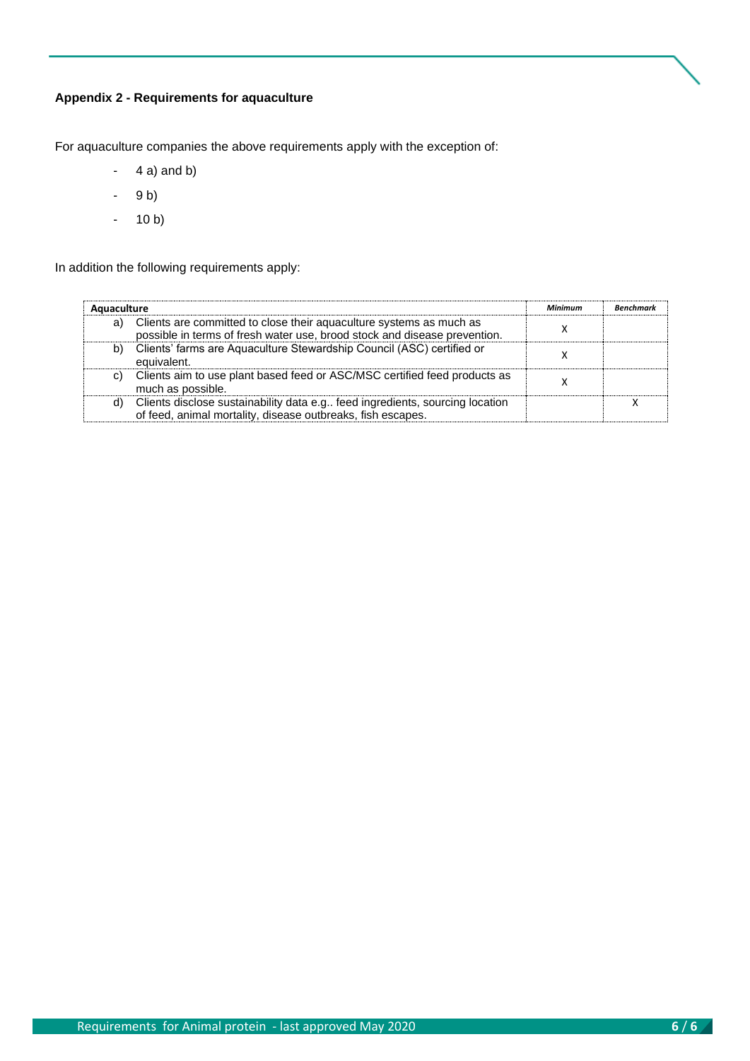### Appendix 2 - Requirements for aquaculture

For aquaculture companies the above requirements apply with the exception of:

- 4 a) and b)
- 9 b)
- 10 b)

In addition the following requirements apply:

| Aquaculture | *Minimum* | *Benchmark* |
|---|---|---|
| a) Clients are committed to close their aquaculture systems as much as possible in terms of fresh water use, brood stock and disease prevention. | X | |
| b) Clients' farms are Aquaculture Stewardship Council (ASC) certified or equivalent. | X | |
| c) Clients aim to use plant based feed or ASC/MSC certified feed products as much as possible. | X | |
| d) Clients disclose sustainability data e.g.. feed ingredients, sourcing location of feed, animal mortality, disease outbreaks, fish escapes. | | X |